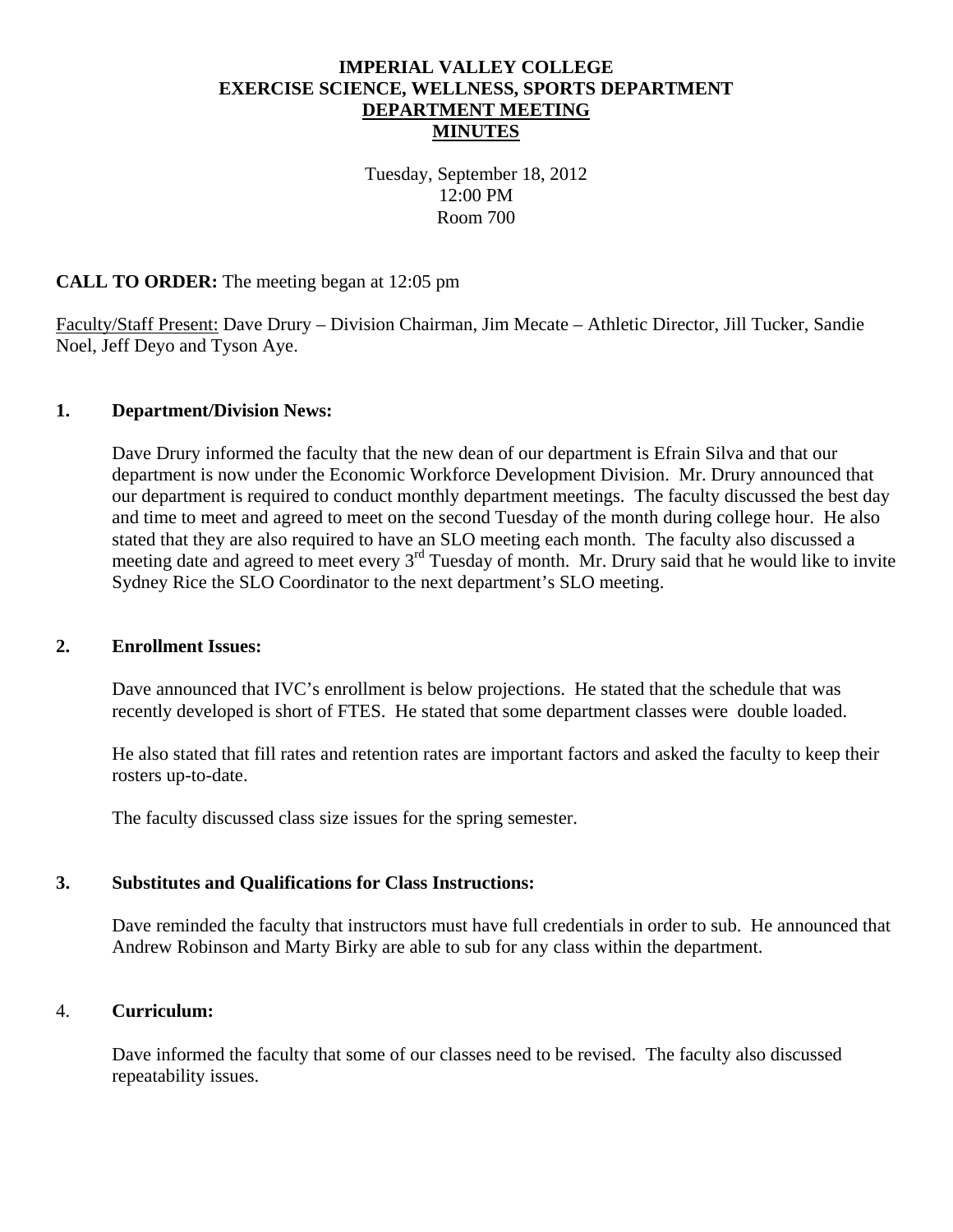# IMPERIAL VALLEY COLLEGE
## EXERCISE SCIENCE, WELLNESS, SPORTS DEPARTMENT
## DEPARTMENT MEETING
## MINUTES

Tuesday, September 18, 2012
12:00 PM
Room 700

**CALL TO ORDER:** The meeting began at 12:05 pm

Faculty/Staff Present: Dave Drury – Division Chairman, Jim Mecate – Athletic Director, Jill Tucker, Sandie Noel, Jeff Deyo and Tyson Aye.

**1. Department/Division News:**

Dave Drury informed the faculty that the new dean of our department is Efrain Silva and that our department is now under the Economic Workforce Development Division. Mr. Drury announced that our department is required to conduct monthly department meetings. The faculty discussed the best day and time to meet and agreed to meet on the second Tuesday of the month during college hour. He also stated that they are also required to have an SLO meeting each month. The faculty also discussed a meeting date and agreed to meet every 3rd Tuesday of month. Mr. Drury said that he would like to invite Sydney Rice the SLO Coordinator to the next department's SLO meeting.

**2. Enrollment Issues:**

Dave announced that IVC's enrollment is below projections. He stated that the schedule that was recently developed is short of FTES. He stated that some department classes were double loaded.

He also stated that fill rates and retention rates are important factors and asked the faculty to keep their rosters up-to-date.

The faculty discussed class size issues for the spring semester.

**3. Substitutes and Qualifications for Class Instructions:**

Dave reminded the faculty that instructors must have full credentials in order to sub. He announced that Andrew Robinson and Marty Birky are able to sub for any class within the department.

4. **Curriculum:**

Dave informed the faculty that some of our classes need to be revised. The faculty also discussed repeatability issues.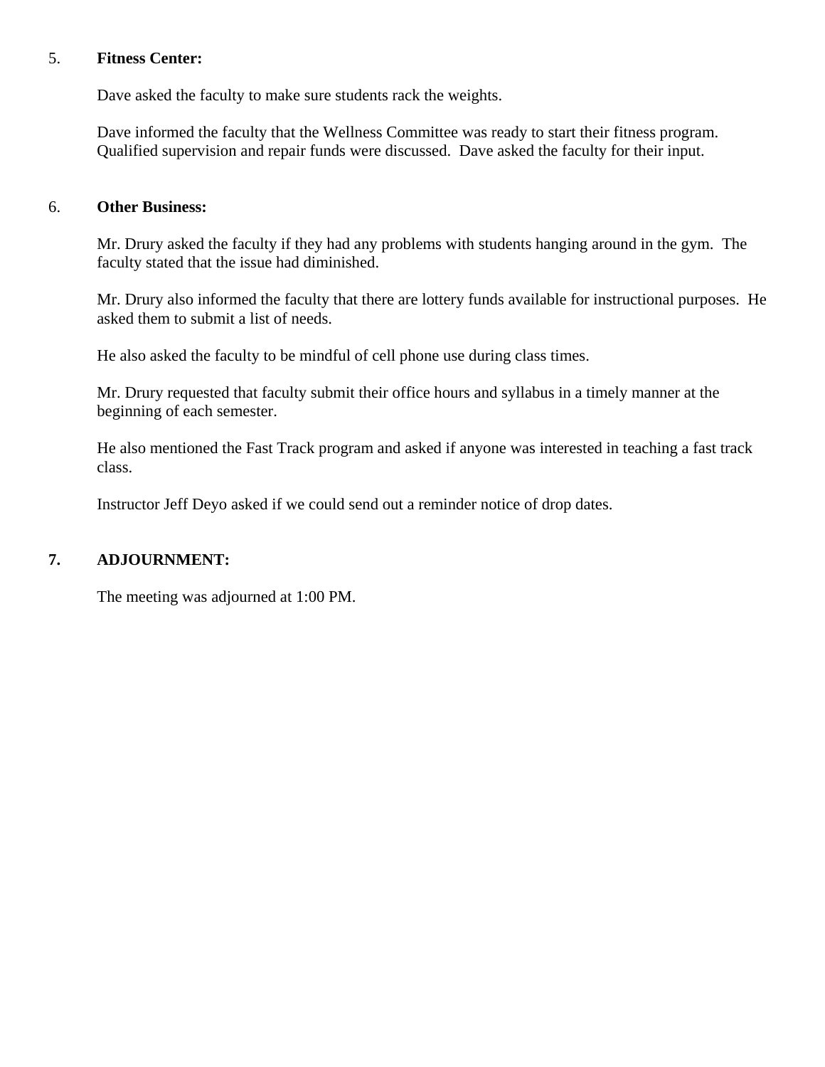5. **Fitness Center:**

Dave asked the faculty to make sure students rack the weights.

Dave informed the faculty that the Wellness Committee was ready to start their fitness program. Qualified supervision and repair funds were discussed. Dave asked the faculty for their input.

6. **Other Business:**

Mr. Drury asked the faculty if they had any problems with students hanging around in the gym. The faculty stated that the issue had diminished.

Mr. Drury also informed the faculty that there are lottery funds available for instructional purposes. He asked them to submit a list of needs.

He also asked the faculty to be mindful of cell phone use during class times.

Mr. Drury requested that faculty submit their office hours and syllabus in a timely manner at the beginning of each semester.

He also mentioned the Fast Track program and asked if anyone was interested in teaching a fast track class.

Instructor Jeff Deyo asked if we could send out a reminder notice of drop dates.

**7. ADJOURNMENT:**

The meeting was adjourned at 1:00 PM.